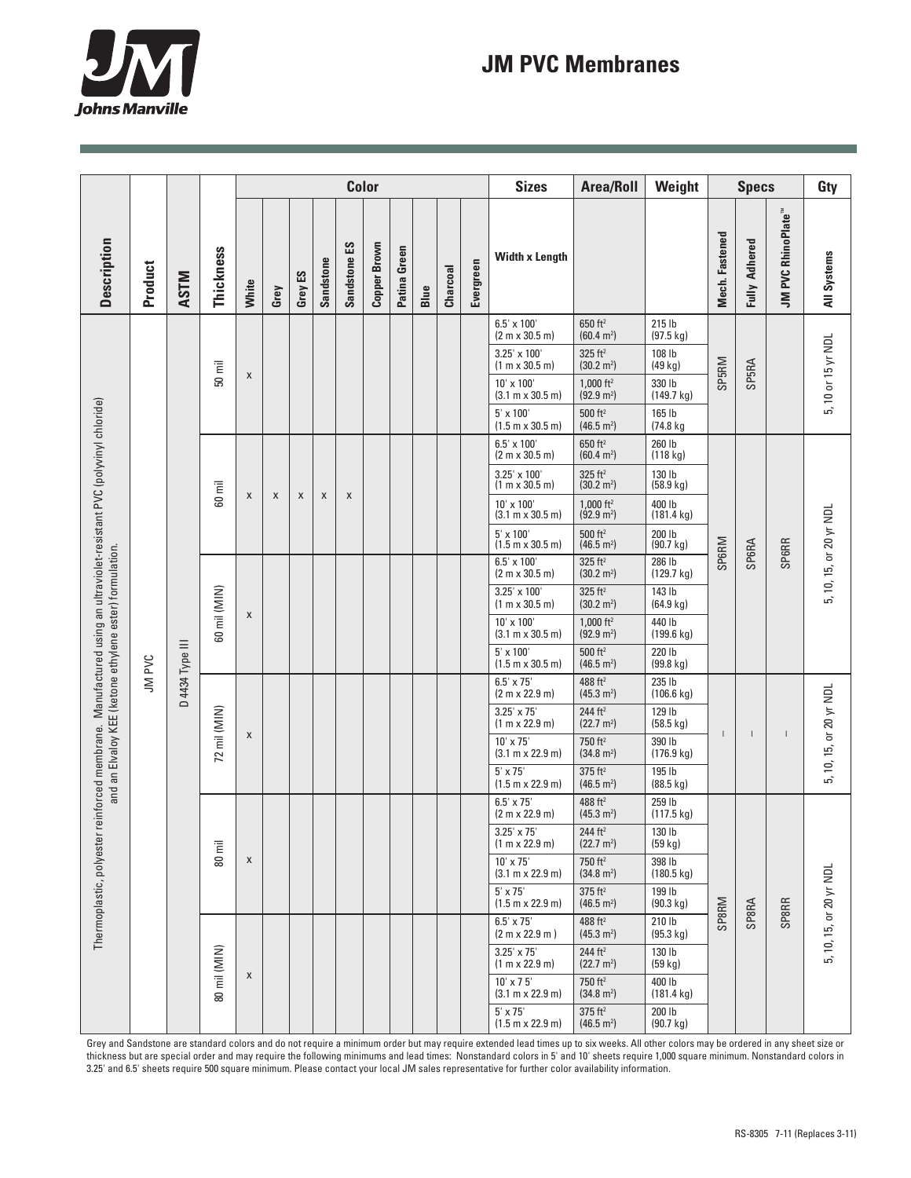# JM PVC Membranes

| Description | Product | ASTM | Thickness | Color: White | Grey | Grey ES | Sandstone | Sandstone ES | Copper Brown | Patina Green | Blue | Charcoal | Evergreen | Sizes: Width x Length | Area/Roll | Weight | Specs: Mech. Fastened | Fully Adhered | JM PVC RhinoPlate™ | Gty: All Systems |
|---|---|---|---|---|---|---|---|---|---|---|---|---|---|---|---|---|---|---|---|---|
| Thermoplastic, polyester reinforced membrane. Manufactured using an ultraviolet-resistant PVC (polyvinyl chloride) and an Elvaloy KEE (ketone ethylene ester) formulation. | JM PVC | D 4434 Type III | 50 mil | x | | | | | | | | | | 6.5' x 100' (2 m x 30.5 m) | 650 ft² (60.4 m²) | 215 lb (97.5 kg) | SP5RM | SP5RA | | 5, 10 or 15 yr NDL |
| | | | | | | | | | | | | | | 3.25' x 100' (1 m x 30.5 m) | 325 ft² (30.2 m²) | 108 lb (49 kg) | | | | |
| | | | | | | | | | | | | | | 10' x 100' (3.1 m x 30.5 m) | 1,000 ft² (92.9 m²) | 330 lb (149.7 kg) | | | | |
| | | | | | | | | | | | | | | 5' x 100' (1.5 m x 30.5 m) | 500 ft² (46.5 m²) | 165 lb (74.8 kg | | | | |
| | | | 60 mil | x | x | x | x | x | | | | | | 6.5' x 100' (2 m x 30.5 m) | 650 ft² (60.4 m²) | 260 lb (118 kg) | SP6RM | SP6RA | SP6RR | 5, 10, 15, or 20 yr NDL |
| | | | | | | | | | | | | | | 3.25' x 100' (1 m x 30.5 m) | 325 ft² (30.2 m²) | 130 lb (58.9 kg) | | | | |
| | | | | | | | | | | | | | | 10' x 100' (3.1 m x 30.5 m) | 1,000 ft² (92.9 m²) | 400 lb (181.4 kg) | | | | |
| | | | | | | | | | | | | | | 5' x 100' (1.5 m x 30.5 m) | 500 ft² (46.5 m²) | 200 lb (90.7 kg) | | | | |
| | | | 60 mil (MIN) | x | | | | | | | | | | 6.5' x 100' (2 m x 30.5 m) | 325 ft² (30.2 m²) | 286 lb (129.7 kg) | | | | |
| | | | | | | | | | | | | | | 3.25' x 100' (1 m x 30.5 m) | 325 ft² (30.2 m²) | 143 lb (64.9 kg) | | | | |
| | | | | | | | | | | | | | | 10' x 100' (3.1 m x 30.5 m) | 1,000 ft² (92.9 m²) | 440 lb (199.6 kg) | | | | |
| | | | | | | | | | | | | | | 5' x 100' (1.5 m x 30.5 m) | 500 ft² (46.5 m²) | 220 lb (99.8 kg) | | | | |
| | | | 72 mil (MIN) | x | | | | | | | | | | 6.5' x 75' (2 m x 22.9 m) | 488 ft² (45.3 m²) | 235 lb (106.6 kg) | – | – | – | 5, 10, 15, or 20 yr NDL |
| | | | | | | | | | | | | | | 3.25' x 75' (1 m x 22.9 m) | 244 ft² (22.7 m²) | 129 lb (58.5 kg) | | | | |
| | | | | | | | | | | | | | | 10' x 75' (3.1 m x 22.9 m) | 750 ft² (34.8 m²) | 390 lb (176.9 kg) | | | | |
| | | | | | | | | | | | | | | 5' x 75' (1.5 m x 22.9 m) | 375 ft² (46.5 m²) | 195 lb (88.5 kg) | | | | |
| | | | 80 mil | x | | | | | | | | | | 6.5' x 75' (2 m x 22.9 m) | 488 ft² (45.3 m²) | 259 lb (117.5 kg) | SP8RM | SP8RA | SP8RR | 5, 10, 15, or 20 yr NDL |
| | | | | | | | | | | | | | | 3.25' x 75' (1 m x 22.9 m) | 244 ft² (22.7 m²) | 130 lb (59 kg) | | | | |
| | | | | | | | | | | | | | | 10' x 75' (3.1 m x 22.9 m) | 750 ft² (34.8 m²) | 398 lb (180.5 kg) | | | | |
| | | | | | | | | | | | | | | 5' x 75' (1.5 m x 22.9 m) | 375 ft² (46.5 m²) | 199 lb (90.3 kg) | | | | |
| | | | 80 mil (MIN) | x | | | | | | | | | | 6.5' x 75' (2 m x 22.9 m ) | 488 ft² (45.3 m²) | 210 lb (95.3 kg) | | | | |
| | | | | | | | | | | | | | | 3.25' x 75' (1 m x 22.9 m) | 244 ft² (22.7 m²) | 130 lb (59 kg) | | | | |
| | | | | | | | | | | | | | | 10' x 7 5' (3.1 m x 22.9 m) | 750 ft² (34.8 m²) | 400 lb (181.4 kg) | | | | |
| | | | | | | | | | | | | | | 5' x 75' (1.5 m x 22.9 m) | 375 ft² (46.5 m²) | 200 lb (90.7 kg) | | | | |

Grey and Sandstone are standard colors and do not require a minimum order but may require extended lead times up to six weeks. All other colors may be ordered in any sheet size or thickness but are special order and may require the following minimums and lead times: Nonstandard colors in 5' and 10' sheets require 1,000 square minimum. Nonstandard colors in 3.25' and 6.5' sheets require 500 square minimum. Please contact your local JM sales representative for further color availability information.

RS-8305 7-11 (Replaces 3-11)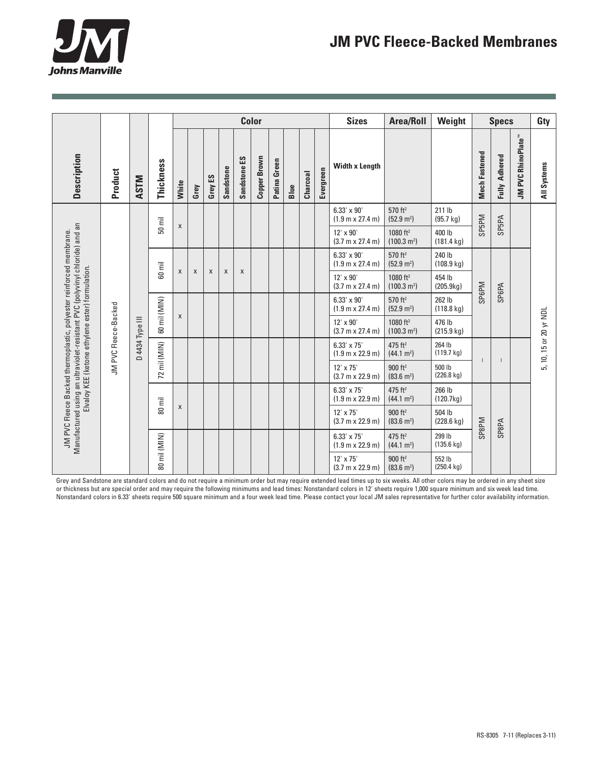# JM PVC Fleece-Backed Membranes

| Description | Product | ASTM | Thickness | Color | | | | | | | | | | Sizes | Area/Roll | Weight | Specs | | | Gty |
|---|---|---|---|---|---|---|---|---|---|---|---|---|---|---|---|---|---|---|---|---|
| | | | | White | Grey | Grey ES | Sandstone | Sandstone ES | Copper Brown | Patina Green | Blue | Charcoal | Evergreen | Width x Length | | | Mech Fastened | Fully Adhered | JM PVC RhinoPlate™ | All Systems |
| JM PVC Fleece Backed thermoplastic, polyester reinforced membrane. Manufactured using an ultraviolet-resistant PVC (polyvinyl chloride) and an Elvaloy KEE (ketone ethylene ester) formulation. | JM PVC Fleece-Backed | D 4434 Type III | 50 mil | x | | | | | | | | | | 6.33' x 90' (1.9 m x 27.4 m) | 570 ft² (52.9 m²) | 211 lb (95.7 kg) | SP5PM | SP5PA | | 5, 10, 15 or 20 yr NDL |
| | | | 50 mil | x | | | | | | | | | | 12' x 90' (3.7 m x 27.4 m) | 1080 ft² (100.3 m²) | 400 lb (181.4 kg) | SP5PM | SP5PA | | |
| | | | 60 mil | x | x | x | x | x | | | | | | 6.33' x 90' (1.9 m x 27.4 m) | 570 ft² (52.9 m²) | 240 lb (108.9 kg) | SP6PM | SP6PA | | |
| | | | 60 mil | x | x | x | x | x | | | | | | 12' x 90' (3.7 m x 27.4 m) | 1080 ft² (100.3 m²) | 454 lb (205.9kg) | SP6PM | SP6PA | | |
| | | | 60 mil (MIN) | x | | | | | | | | | | 6.33' x 90' (1.9 m x 27.4 m) | 570 ft² (52.9 m²) | 262 lb (118.8 kg) | SP6PM | SP6PA | | |
| | | | 60 mil (MIN) | x | | | | | | | | | | 12' x 90' (3.7 m x 27.4 m) | 1080 ft² (100.3 m²) | 476 lb (215.9 kg) | SP6PM | SP6PA | | |
| | | | 72 mil (MIN) | | | | | | | | | | | 6.33' x 75' (1.9 m x 22.9 m) | 475 ft² (44.1 m²) | 264 lb (119.7 kg) | – | – | | |
| | | | 72 mil (MIN) | | | | | | | | | | | 12' x 75' (3.7 m x 22.9 m) | 900 ft² (83.6 m²) | 500 lb (226.8 kg) | – | – | | |
| | | | 80 mil | x | | | | | | | | | | 6.33' x 75' (1.9 m x 22.9 m) | 475 ft² (44.1 m²) | 266 lb (120.7kg) | SP8PM | SP8PA | | |
| | | | 80 mil | x | | | | | | | | | | 12' x 75' (3.7 m x 22.9 m) | 900 ft² (83.6 m²) | 504 lb (228.6 kg) | SP8PM | SP8PA | | |
| | | | 80 mil (MIN) | | | | | | | | | | | 6.33' x 75' (1.9 m x 22.9 m) | 475 ft² (44.1 m²) | 299 lb (135.6 kg) | SP8PM | SP8PA | | |
| | | | 80 mil (MIN) | | | | | | | | | | | 12' x 75' (3.7 m x 22.9 m) | 900 ft² (83.6 m²) | 552 lb (250.4 kg) | SP8PM | SP8PA | | |

Grey and Sandstone are standard colors and do not require a minimum order but may require extended lead times up to six weeks. All other colors may be ordered in any sheet size or thickness but are special order and may require the following minimums and lead times: Nonstandard colors in 12' sheets require 1,000 square minimum and six week lead time. Nonstandard colors in 6.33' sheets require 500 square minimum and a four week lead time. Please contact your local JM sales representative for further color availability information.

RS-8305 7-11 (Replaces 3-11)